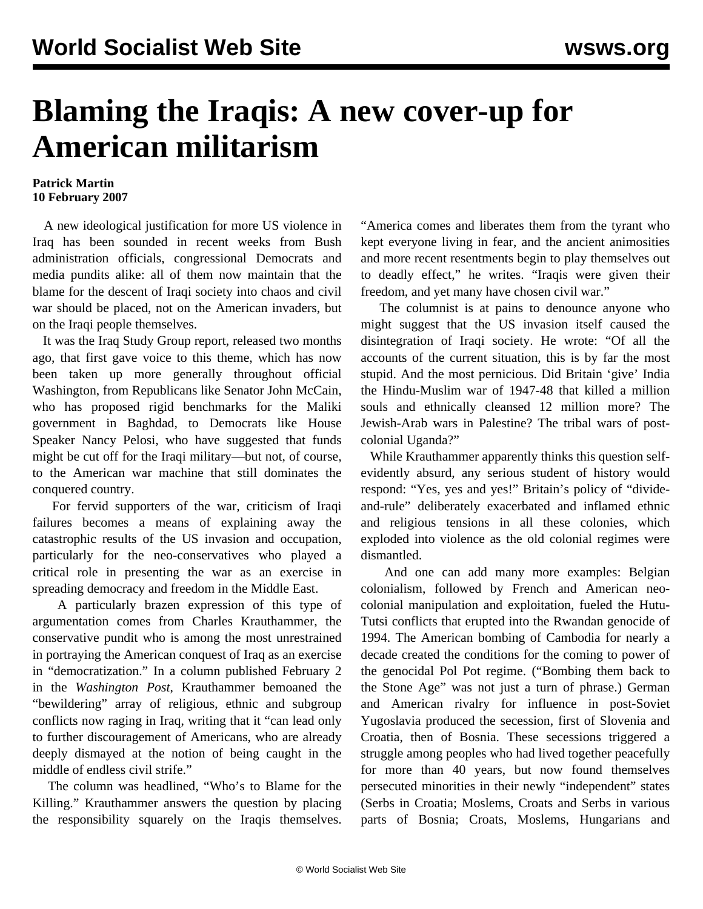# Blaming the Iraqis: A new cover-up for American militarism

**Patrick Martin**
**10 February 2007**

A new ideological justification for more US violence in Iraq has been sounded in recent weeks from Bush administration officials, congressional Democrats and media pundits alike: all of them now maintain that the blame for the descent of Iraqi society into chaos and civil war should be placed, not on the American invaders, but on the Iraqi people themselves.

It was the Iraq Study Group report, released two months ago, that first gave voice to this theme, which has now been taken up more generally throughout official Washington, from Republicans like Senator John McCain, who has proposed rigid benchmarks for the Maliki government in Baghdad, to Democrats like House Speaker Nancy Pelosi, who have suggested that funds might be cut off for the Iraqi military—but not, of course, to the American war machine that still dominates the conquered country.

For fervid supporters of the war, criticism of Iraqi failures becomes a means of explaining away the catastrophic results of the US invasion and occupation, particularly for the neo-conservatives who played a critical role in presenting the war as an exercise in spreading democracy and freedom in the Middle East.

A particularly brazen expression of this type of argumentation comes from Charles Krauthammer, the conservative pundit who is among the most unrestrained in portraying the American conquest of Iraq as an exercise in "democratization." In a column published February 2 in the *Washington Post*, Krauthammer bemoaned the "bewildering" array of religious, ethnic and subgroup conflicts now raging in Iraq, writing that it "can lead only to further discouragement of Americans, who are already deeply dismayed at the notion of being caught in the middle of endless civil strife."

The column was headlined, "Who's to Blame for the Killing." Krauthammer answers the question by placing the responsibility squarely on the Iraqis themselves. "America comes and liberates them from the tyrant who kept everyone living in fear, and the ancient animosities and more recent resentments begin to play themselves out to deadly effect," he writes. "Iraqis were given their freedom, and yet many have chosen civil war."

The columnist is at pains to denounce anyone who might suggest that the US invasion itself caused the disintegration of Iraqi society. He wrote: "Of all the accounts of the current situation, this is by far the most stupid. And the most pernicious. Did Britain 'give' India the Hindu-Muslim war of 1947-48 that killed a million souls and ethnically cleansed 12 million more? The Jewish-Arab wars in Palestine? The tribal wars of post-colonial Uganda?"

While Krauthammer apparently thinks this question self-evidently absurd, any serious student of history would respond: "Yes, yes and yes!" Britain's policy of "divide-and-rule" deliberately exacerbated and inflamed ethnic and religious tensions in all these colonies, which exploded into violence as the old colonial regimes were dismantled.

And one can add many more examples: Belgian colonialism, followed by French and American neo-colonial manipulation and exploitation, fueled the Hutu-Tutsi conflicts that erupted into the Rwandan genocide of 1994. The American bombing of Cambodia for nearly a decade created the conditions for the coming to power of the genocidal Pol Pot regime. ("Bombing them back to the Stone Age" was not just a turn of phrase.) German and American rivalry for influence in post-Soviet Yugoslavia produced the secession, first of Slovenia and Croatia, then of Bosnia. These secessions triggered a struggle among peoples who had lived together peacefully for more than 40 years, but now found themselves persecuted minorities in their newly "independent" states (Serbs in Croatia; Moslems, Croats and Serbs in various parts of Bosnia; Croats, Moslems, Hungarians and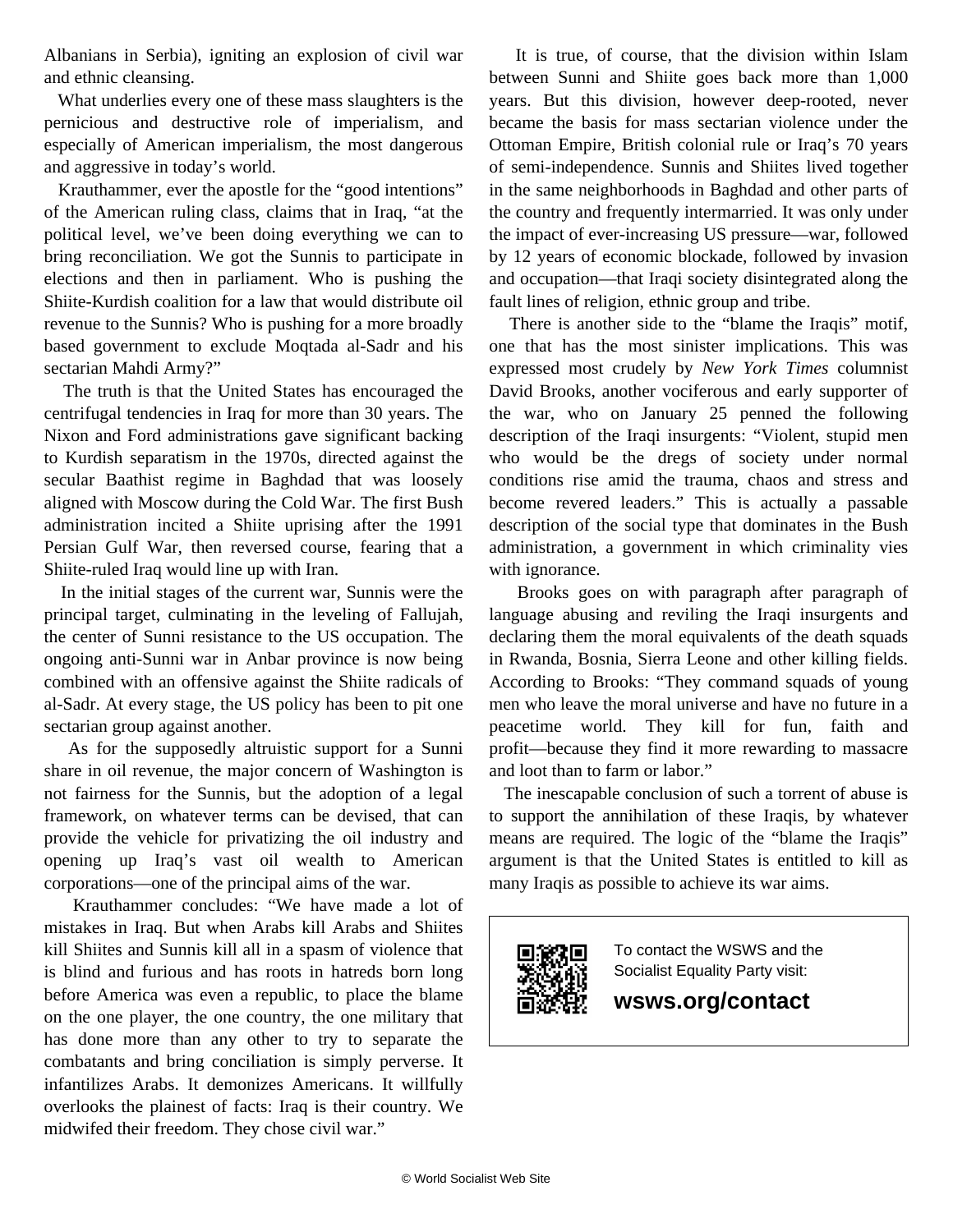Albanians in Serbia), igniting an explosion of civil war and ethnic cleansing.

What underlies every one of these mass slaughters is the pernicious and destructive role of imperialism, and especially of American imperialism, the most dangerous and aggressive in today's world.

Krauthammer, ever the apostle for the "good intentions" of the American ruling class, claims that in Iraq, "at the political level, we've been doing everything we can to bring reconciliation. We got the Sunnis to participate in elections and then in parliament. Who is pushing the Shiite-Kurdish coalition for a law that would distribute oil revenue to the Sunnis? Who is pushing for a more broadly based government to exclude Moqtada al-Sadr and his sectarian Mahdi Army?"

The truth is that the United States has encouraged the centrifugal tendencies in Iraq for more than 30 years. The Nixon and Ford administrations gave significant backing to Kurdish separatism in the 1970s, directed against the secular Baathist regime in Baghdad that was loosely aligned with Moscow during the Cold War. The first Bush administration incited a Shiite uprising after the 1991 Persian Gulf War, then reversed course, fearing that a Shiite-ruled Iraq would line up with Iran.

In the initial stages of the current war, Sunnis were the principal target, culminating in the leveling of Fallujah, the center of Sunni resistance to the US occupation. The ongoing anti-Sunni war in Anbar province is now being combined with an offensive against the Shiite radicals of al-Sadr. At every stage, the US policy has been to pit one sectarian group against another.

As for the supposedly altruistic support for a Sunni share in oil revenue, the major concern of Washington is not fairness for the Sunnis, but the adoption of a legal framework, on whatever terms can be devised, that can provide the vehicle for privatizing the oil industry and opening up Iraq's vast oil wealth to American corporations—one of the principal aims of the war.

Krauthammer concludes: "We have made a lot of mistakes in Iraq. But when Arabs kill Arabs and Shiites kill Shiites and Sunnis kill all in a spasm of violence that is blind and furious and has roots in hatreds born long before America was even a republic, to place the blame on the one player, the one country, the one military that has done more than any other to try to separate the combatants and bring conciliation is simply perverse. It infantilizes Arabs. It demonizes Americans. It willfully overlooks the plainest of facts: Iraq is their country. We midwifed their freedom. They chose civil war."

It is true, of course, that the division within Islam between Sunni and Shiite goes back more than 1,000 years. But this division, however deep-rooted, never became the basis for mass sectarian violence under the Ottoman Empire, British colonial rule or Iraq's 70 years of semi-independence. Sunnis and Shiites lived together in the same neighborhoods in Baghdad and other parts of the country and frequently intermarried. It was only under the impact of ever-increasing US pressure—war, followed by 12 years of economic blockade, followed by invasion and occupation—that Iraqi society disintegrated along the fault lines of religion, ethnic group and tribe.

There is another side to the "blame the Iraqis" motif, one that has the most sinister implications. This was expressed most crudely by *New York Times* columnist David Brooks, another vociferous and early supporter of the war, who on January 25 penned the following description of the Iraqi insurgents: "Violent, stupid men who would be the dregs of society under normal conditions rise amid the trauma, chaos and stress and become revered leaders." This is actually a passable description of the social type that dominates in the Bush administration, a government in which criminality vies with ignorance.

Brooks goes on with paragraph after paragraph of language abusing and reviling the Iraqi insurgents and declaring them the moral equivalents of the death squads in Rwanda, Bosnia, Sierra Leone and other killing fields. According to Brooks: "They command squads of young men who leave the moral universe and have no future in a peacetime world. They kill for fun, faith and profit—because they find it more rewarding to massacre and loot than to farm or labor."

The inescapable conclusion of such a torrent of abuse is to support the annihilation of these Iraqis, by whatever means are required. The logic of the "blame the Iraqis" argument is that the United States is entitled to kill as many Iraqis as possible to achieve its war aims.

To contact the WSWS and the Socialist Equality Party visit:

**wsws.org/contact**